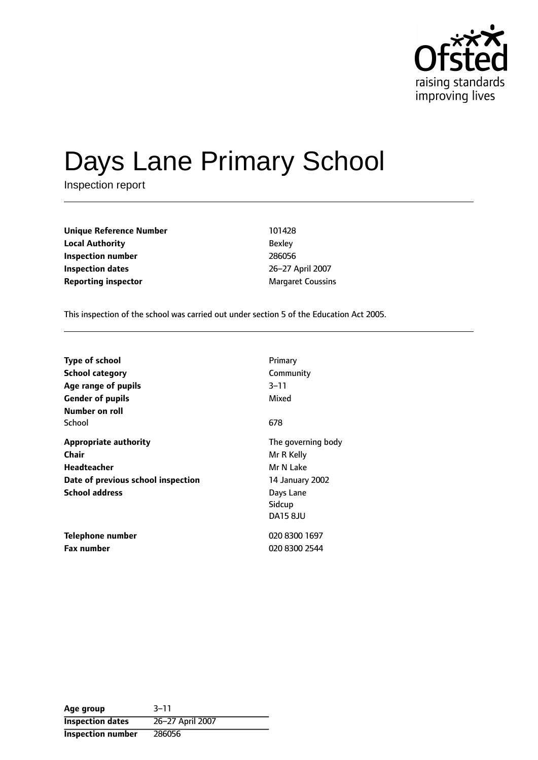Ofsted
raising standards
improving lives

# Days Lane Primary School

Inspection report

| | |
|---|---|
| **Unique Reference Number** | 101428 |
| **Local Authority** | Bexley |
| **Inspection number** | 286056 |
| **Inspection dates** | 26–27 April 2007 |
| **Reporting inspector** | Margaret Coussins |

This inspection of the school was carried out under section 5 of the Education Act 2005.

| | |
|---|---|
| **Type of school** | Primary |
| **School category** | Community |
| **Age range of pupils** | 3–11 |
| **Gender of pupils** | Mixed |
| **Number on roll** | |
| School | 678 |
| **Appropriate authority** | The governing body |
| **Chair** | Mr R Kelly |
| **Headteacher** | Mr N Lake |
| **Date of previous school inspection** | 14 January 2002 |
| **School address** | Days Lane<br>Sidcup<br>DA15 8JU |
| **Telephone number** | 020 8300 1697 |
| **Fax number** | 020 8300 2544 |

| | |
|---|---|
| **Age group** | 3–11 |
| **Inspection dates** | 26–27 April 2007 |
| **Inspection number** | 286056 |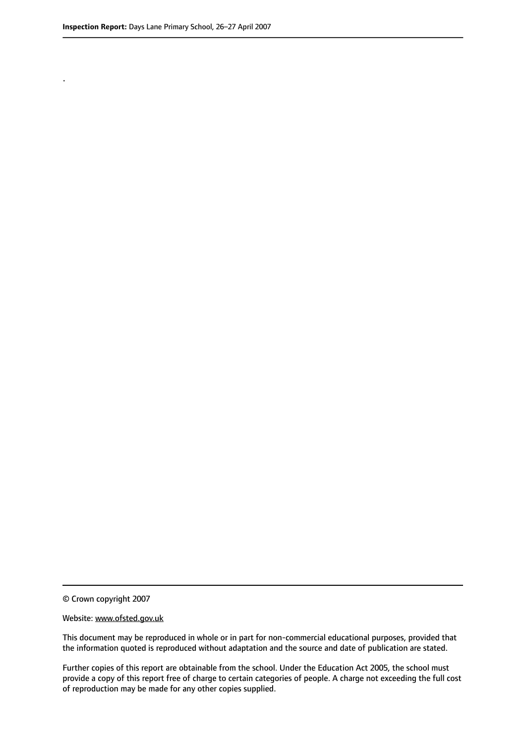.

© Crown copyright 2007

Website: www.ofsted.gov.uk

This document may be reproduced in whole or in part for non-commercial educational purposes, provided that the information quoted is reproduced without adaptation and the source and date of publication are stated.

Further copies of this report are obtainable from the school. Under the Education Act 2005, the school must provide a copy of this report free of charge to certain categories of people. A charge not exceeding the full cost of reproduction may be made for any other copies supplied.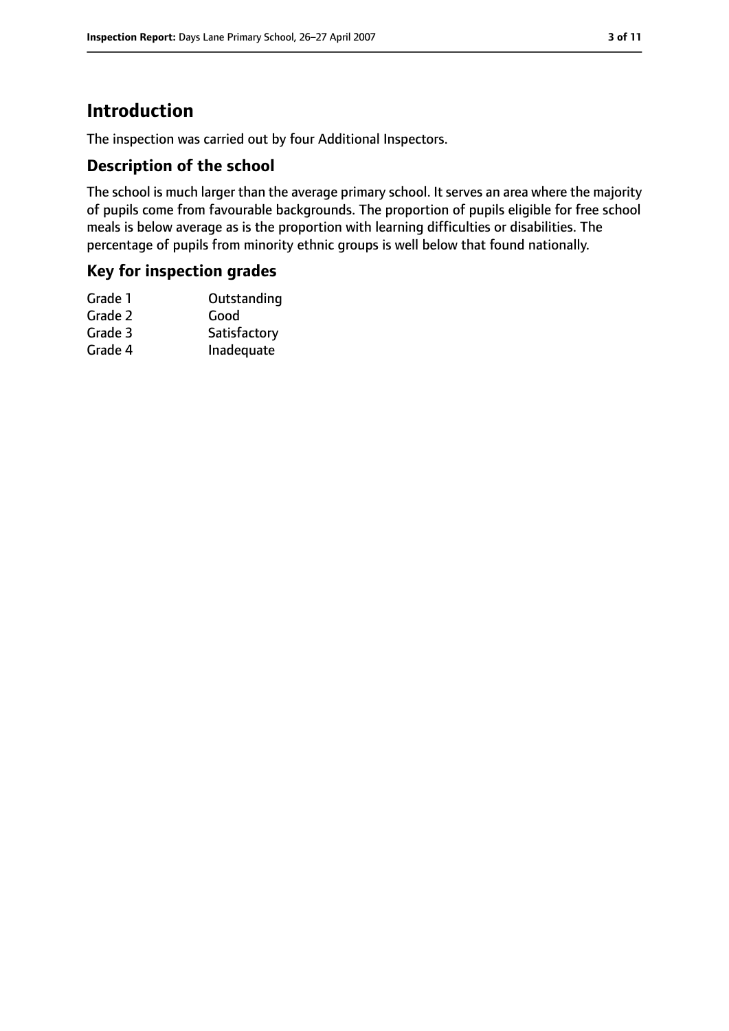# Introduction

The inspection was carried out by four Additional Inspectors.

## Description of the school

The school is much larger than the average primary school. It serves an area where the majority of pupils come from favourable backgrounds. The proportion of pupils eligible for free school meals is below average as is the proportion with learning difficulties or disabilities. The percentage of pupils from minority ethnic groups is well below that found nationally.

## Key for inspection grades

| | |
|---|---|
| Grade 1 | Outstanding |
| Grade 2 | Good |
| Grade 3 | Satisfactory |
| Grade 4 | Inadequate |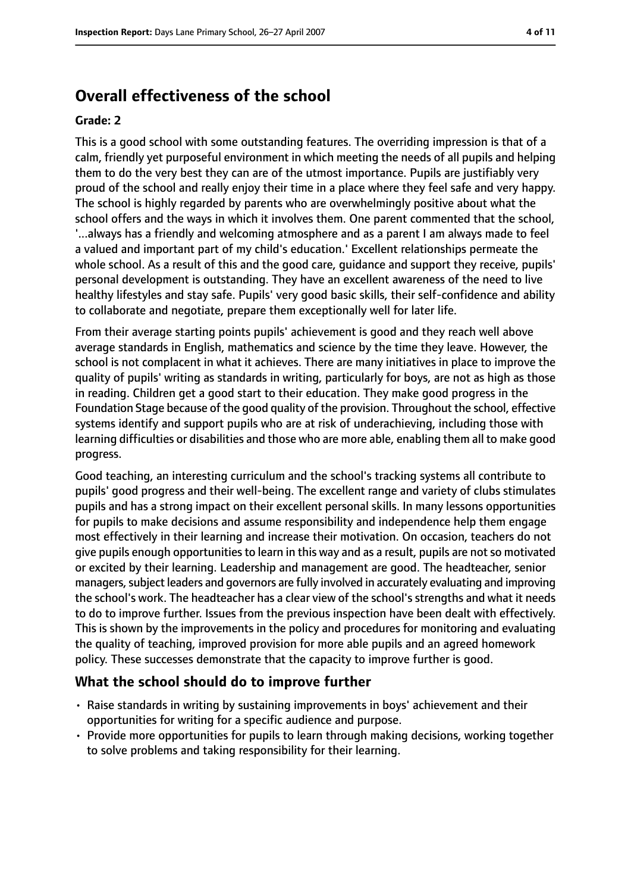## Overall effectiveness of the school

**Grade: 2**

This is a good school with some outstanding features. The overriding impression is that of a calm, friendly yet purposeful environment in which meeting the needs of all pupils and helping them to do the very best they can are of the utmost importance. Pupils are justifiably very proud of the school and really enjoy their time in a place where they feel safe and very happy. The school is highly regarded by parents who are overwhelmingly positive about what the school offers and the ways in which it involves them. One parent commented that the school, '...always has a friendly and welcoming atmosphere and as a parent I am always made to feel a valued and important part of my child's education.' Excellent relationships permeate the whole school. As a result of this and the good care, guidance and support they receive, pupils' personal development is outstanding. They have an excellent awareness of the need to live healthy lifestyles and stay safe. Pupils' very good basic skills, their self-confidence and ability to collaborate and negotiate, prepare them exceptionally well for later life.

From their average starting points pupils' achievement is good and they reach well above average standards in English, mathematics and science by the time they leave. However, the school is not complacent in what it achieves. There are many initiatives in place to improve the quality of pupils' writing as standards in writing, particularly for boys, are not as high as those in reading. Children get a good start to their education. They make good progress in the Foundation Stage because of the good quality of the provision. Throughout the school, effective systems identify and support pupils who are at risk of underachieving, including those with learning difficulties or disabilities and those who are more able, enabling them all to make good progress.

Good teaching, an interesting curriculum and the school's tracking systems all contribute to pupils' good progress and their well-being. The excellent range and variety of clubs stimulates pupils and has a strong impact on their excellent personal skills. In many lessons opportunities for pupils to make decisions and assume responsibility and independence help them engage most effectively in their learning and increase their motivation. On occasion, teachers do not give pupils enough opportunities to learn in this way and as a result, pupils are not so motivated or excited by their learning. Leadership and management are good. The headteacher, senior managers, subject leaders and governors are fully involved in accurately evaluating and improving the school's work. The headteacher has a clear view of the school's strengths and what it needs to do to improve further. Issues from the previous inspection have been dealt with effectively. This is shown by the improvements in the policy and procedures for monitoring and evaluating the quality of teaching, improved provision for more able pupils and an agreed homework policy. These successes demonstrate that the capacity to improve further is good.

### What the school should do to improve further

- Raise standards in writing by sustaining improvements in boys' achievement and their opportunities for writing for a specific audience and purpose.
- Provide more opportunities for pupils to learn through making decisions, working together to solve problems and taking responsibility for their learning.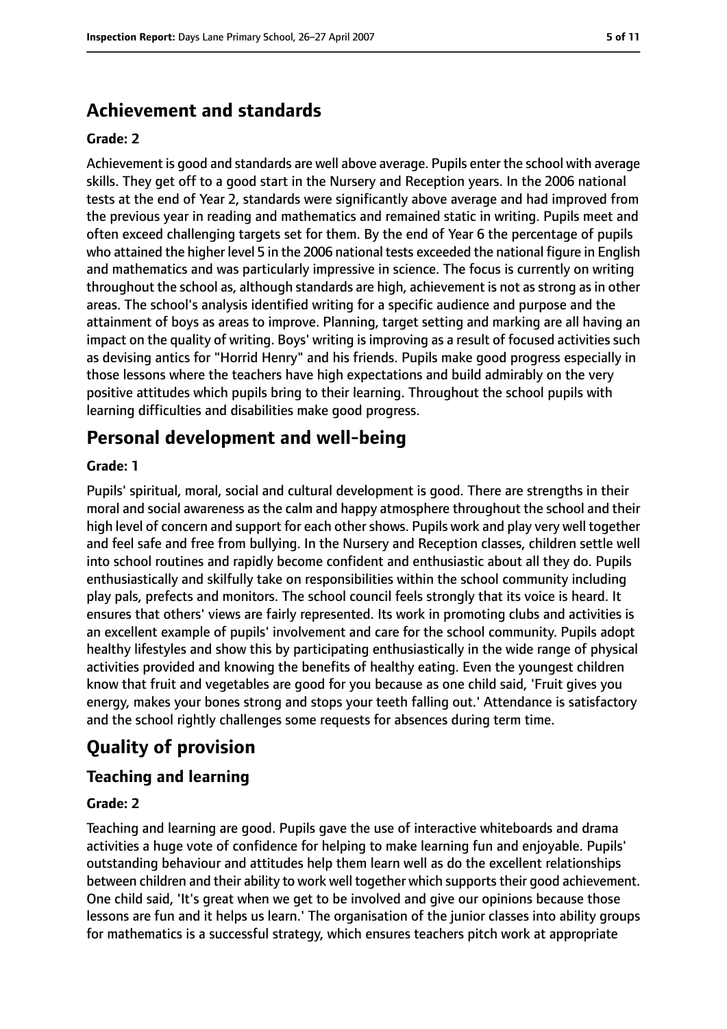## Achievement and standards

### Grade: 2

Achievement is good and standards are well above average. Pupils enter the school with average skills. They get off to a good start in the Nursery and Reception years. In the 2006 national tests at the end of Year 2, standards were significantly above average and had improved from the previous year in reading and mathematics and remained static in writing. Pupils meet and often exceed challenging targets set for them. By the end of Year 6 the percentage of pupils who attained the higher level 5 in the 2006 national tests exceeded the national figure in English and mathematics and was particularly impressive in science. The focus is currently on writing throughout the school as, although standards are high, achievement is not as strong as in other areas. The school's analysis identified writing for a specific audience and purpose and the attainment of boys as areas to improve. Planning, target setting and marking are all having an impact on the quality of writing. Boys' writing is improving as a result of focused activities such as devising antics for "Horrid Henry" and his friends. Pupils make good progress especially in those lessons where the teachers have high expectations and build admirably on the very positive attitudes which pupils bring to their learning. Throughout the school pupils with learning difficulties and disabilities make good progress.

## Personal development and well-being

### Grade: 1

Pupils' spiritual, moral, social and cultural development is good. There are strengths in their moral and social awareness as the calm and happy atmosphere throughout the school and their high level of concern and support for each other shows. Pupils work and play very well together and feel safe and free from bullying. In the Nursery and Reception classes, children settle well into school routines and rapidly become confident and enthusiastic about all they do. Pupils enthusiastically and skilfully take on responsibilities within the school community including play pals, prefects and monitors. The school council feels strongly that its voice is heard. It ensures that others' views are fairly represented. Its work in promoting clubs and activities is an excellent example of pupils' involvement and care for the school community. Pupils adopt healthy lifestyles and show this by participating enthusiastically in the wide range of physical activities provided and knowing the benefits of healthy eating. Even the youngest children know that fruit and vegetables are good for you because as one child said, 'Fruit gives you energy, makes your bones strong and stops your teeth falling out.' Attendance is satisfactory and the school rightly challenges some requests for absences during term time.

# Quality of provision

## Teaching and learning

### Grade: 2

Teaching and learning are good. Pupils gave the use of interactive whiteboards and drama activities a huge vote of confidence for helping to make learning fun and enjoyable. Pupils' outstanding behaviour and attitudes help them learn well as do the excellent relationships between children and their ability to work well together which supports their good achievement. One child said, 'It's great when we get to be involved and give our opinions because those lessons are fun and it helps us learn.' The organisation of the junior classes into ability groups for mathematics is a successful strategy, which ensures teachers pitch work at appropriate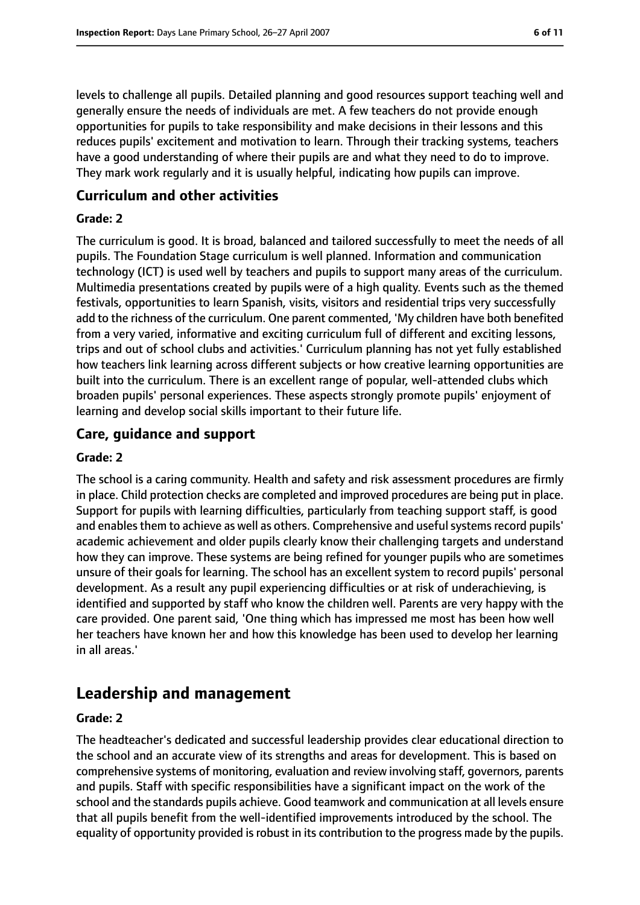levels to challenge all pupils. Detailed planning and good resources support teaching well and generally ensure the needs of individuals are met. A few teachers do not provide enough opportunities for pupils to take responsibility and make decisions in their lessons and this reduces pupils' excitement and motivation to learn. Through their tracking systems, teachers have a good understanding of where their pupils are and what they need to do to improve. They mark work regularly and it is usually helpful, indicating how pupils can improve.

### Curriculum and other activities

#### Grade: 2

The curriculum is good. It is broad, balanced and tailored successfully to meet the needs of all pupils. The Foundation Stage curriculum is well planned. Information and communication technology (ICT) is used well by teachers and pupils to support many areas of the curriculum. Multimedia presentations created by pupils were of a high quality. Events such as the themed festivals, opportunities to learn Spanish, visits, visitors and residential trips very successfully add to the richness of the curriculum. One parent commented, 'My children have both benefited from a very varied, informative and exciting curriculum full of different and exciting lessons, trips and out of school clubs and activities.' Curriculum planning has not yet fully established how teachers link learning across different subjects or how creative learning opportunities are built into the curriculum. There is an excellent range of popular, well-attended clubs which broaden pupils' personal experiences. These aspects strongly promote pupils' enjoyment of learning and develop social skills important to their future life.

### Care, guidance and support

#### Grade: 2

The school is a caring community. Health and safety and risk assessment procedures are firmly in place. Child protection checks are completed and improved procedures are being put in place. Support for pupils with learning difficulties, particularly from teaching support staff, is good and enables them to achieve as well as others. Comprehensive and useful systems record pupils' academic achievement and older pupils clearly know their challenging targets and understand how they can improve. These systems are being refined for younger pupils who are sometimes unsure of their goals for learning. The school has an excellent system to record pupils' personal development. As a result any pupil experiencing difficulties or at risk of underachieving, is identified and supported by staff who know the children well. Parents are very happy with the care provided. One parent said, 'One thing which has impressed me most has been how well her teachers have known her and how this knowledge has been used to develop her learning in all areas.'

## Leadership and management

#### Grade: 2

The headteacher's dedicated and successful leadership provides clear educational direction to the school and an accurate view of its strengths and areas for development. This is based on comprehensive systems of monitoring, evaluation and review involving staff, governors, parents and pupils. Staff with specific responsibilities have a significant impact on the work of the school and the standards pupils achieve. Good teamwork and communication at all levels ensure that all pupils benefit from the well-identified improvements introduced by the school. The equality of opportunity provided is robust in its contribution to the progress made by the pupils.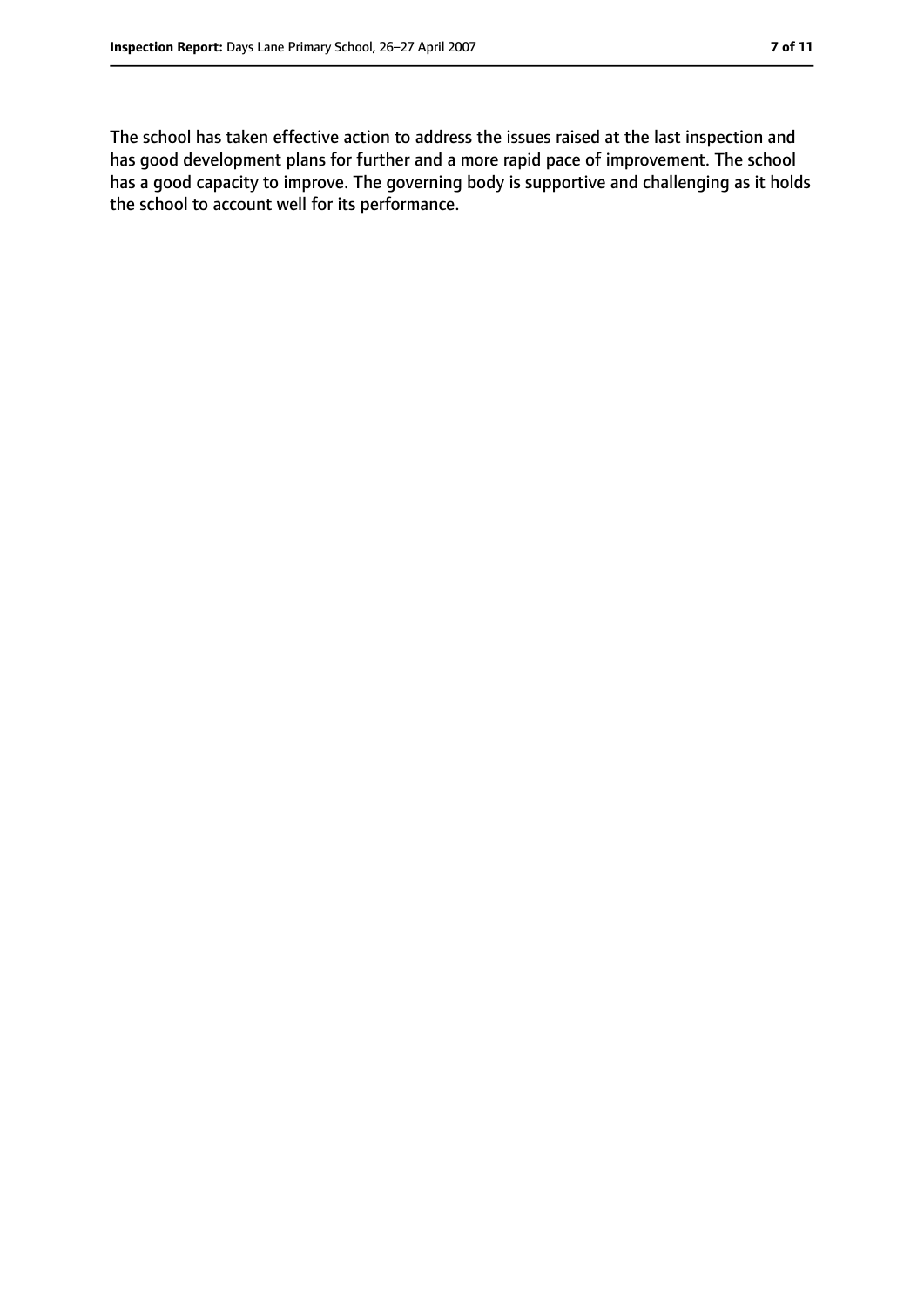The school has taken effective action to address the issues raised at the last inspection and has good development plans for further and a more rapid pace of improvement. The school has a good capacity to improve. The governing body is supportive and challenging as it holds the school to account well for its performance.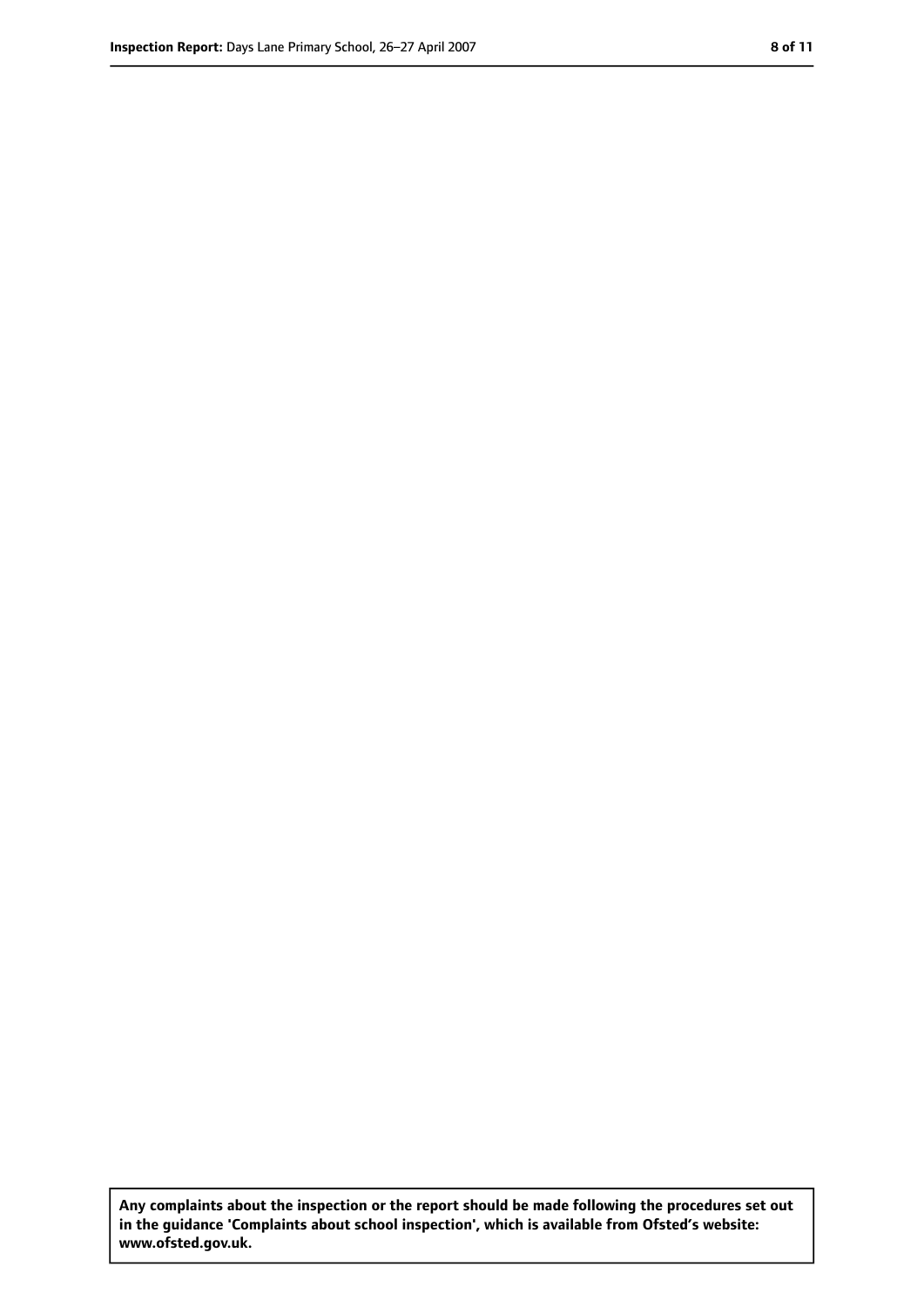**Any complaints about the inspection or the report should be made following the procedures set out in the guidance 'Complaints about school inspection', which is available from Ofsted's website: www.ofsted.gov.uk.**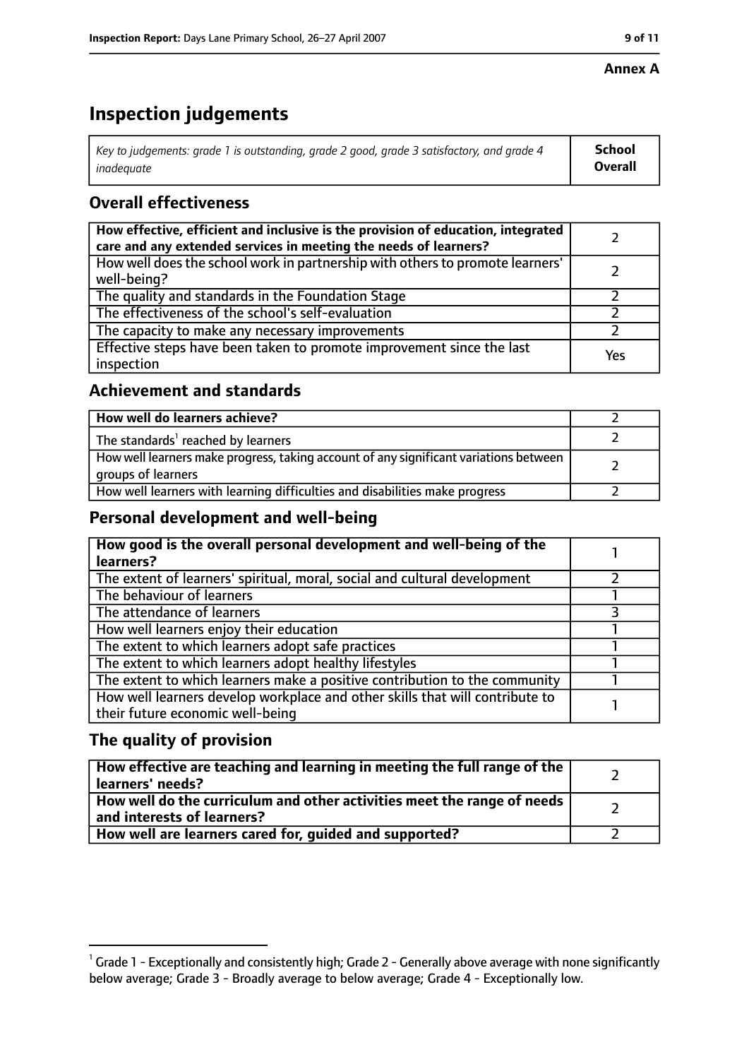**Annex A**

# Inspection judgements

| *Key to judgements: grade 1 is outstanding, grade 2 good, grade 3 satisfactory, and grade 4 inadequate* | **School Overall** |
|---|---|

## Overall effectiveness

| | |
|---|---|
| **How effective, efficient and inclusive is the provision of education, integrated care and any extended services in meeting the needs of learners?** | 2 |
| How well does the school work in partnership with others to promote learners' well-being? | 2 |
| The quality and standards in the Foundation Stage | 2 |
| The effectiveness of the school's self-evaluation | 2 |
| The capacity to make any necessary improvements | 2 |
| Effective steps have been taken to promote improvement since the last inspection | Yes |

## Achievement and standards

| | |
|---|---|
| **How well do learners achieve?** | 2 |
| The standards[1] reached by learners | 2 |
| How well learners make progress, taking account of any significant variations between groups of learners | 2 |
| How well learners with learning difficulties and disabilities make progress | 2 |

## Personal development and well-being

| | |
|---|---|
| **How good is the overall personal development and well-being of the learners?** | 1 |
| The extent of learners' spiritual, moral, social and cultural development | 2 |
| The behaviour of learners | 1 |
| The attendance of learners | 3 |
| How well learners enjoy their education | 1 |
| The extent to which learners adopt safe practices | 1 |
| The extent to which learners adopt healthy lifestyles | 1 |
| The extent to which learners make a positive contribution to the community | 1 |
| How well learners develop workplace and other skills that will contribute to their future economic well-being | 1 |

## The quality of provision

| | |
|---|---|
| **How effective are teaching and learning in meeting the full range of the learners' needs?** | 2 |
| **How well do the curriculum and other activities meet the range of needs and interests of learners?** | 2 |
| **How well are learners cared for, guided and supported?** | 2 |

[1] Grade 1 - Exceptionally and consistently high; Grade 2 - Generally above average with none significantly below average; Grade 3 - Broadly average to below average; Grade 4 - Exceptionally low.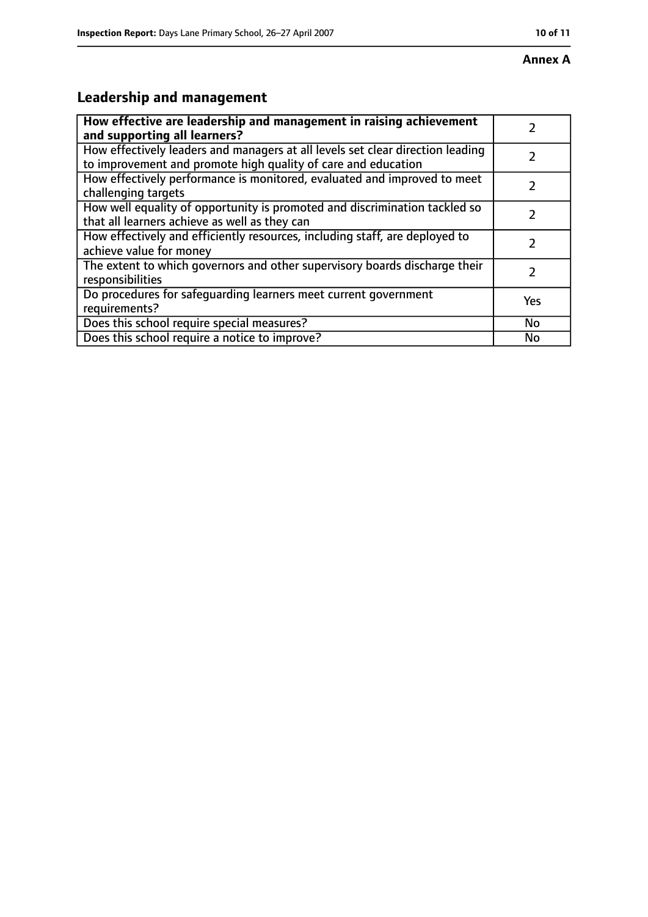**Annex A**

## Leadership and management

| How effective are leadership and management in raising achievement and supporting all learners? | 2 |
| --- | --- |
| How effectively leaders and managers at all levels set clear direction leading to improvement and promote high quality of care and education | 2 |
| How effectively performance is monitored, evaluated and improved to meet challenging targets | 2 |
| How well equality of opportunity is promoted and discrimination tackled so that all learners achieve as well as they can | 2 |
| How effectively and efficiently resources, including staff, are deployed to achieve value for money | 2 |
| The extent to which governors and other supervisory boards discharge their responsibilities | 2 |
| Do procedures for safeguarding learners meet current government requirements? | Yes |
| Does this school require special measures? | No |
| Does this school require a notice to improve? | No |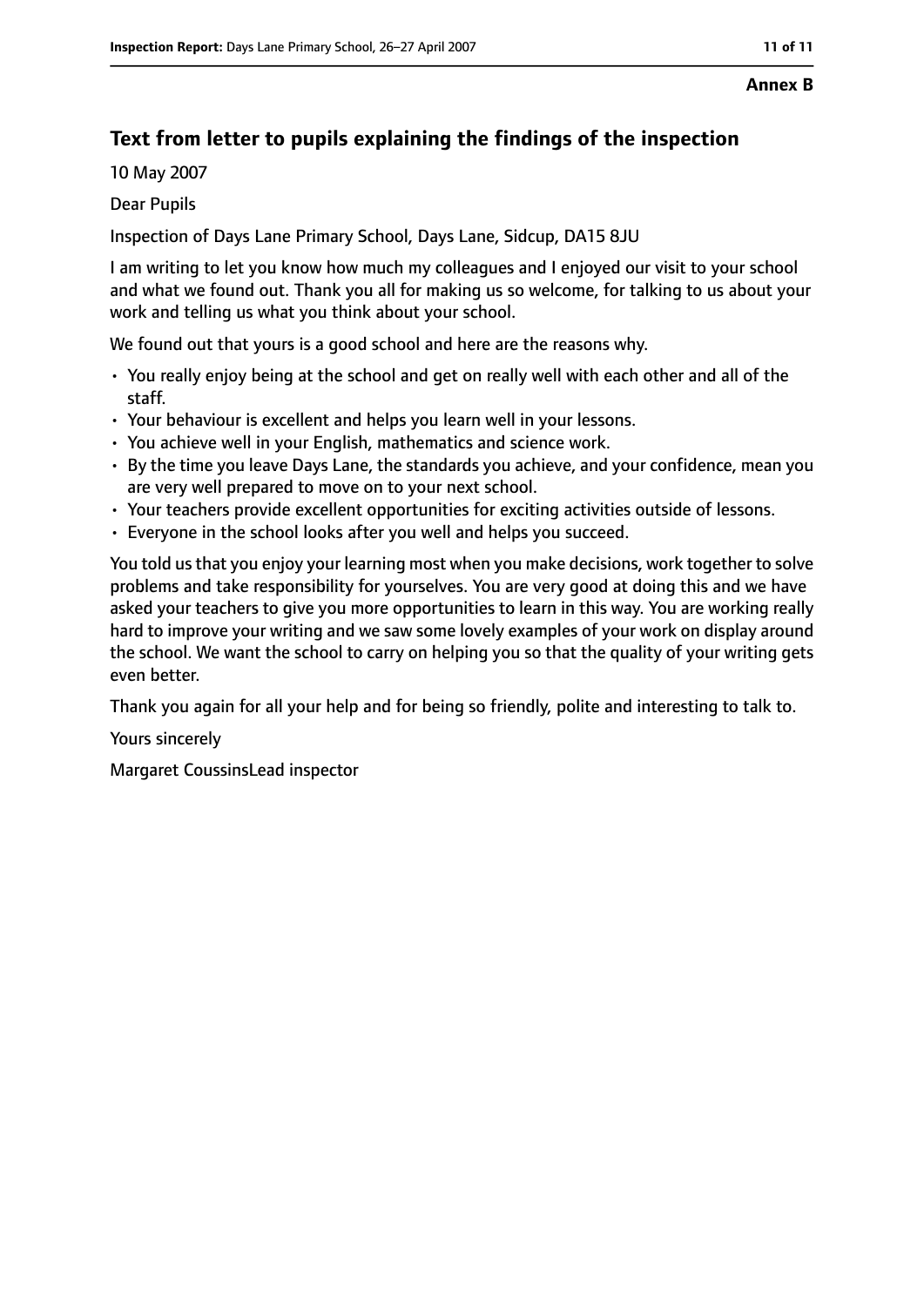**Annex B**

## Text from letter to pupils explaining the findings of the inspection

10 May 2007

Dear Pupils

Inspection of Days Lane Primary School, Days Lane, Sidcup, DA15 8JU

I am writing to let you know how much my colleagues and I enjoyed our visit to your school and what we found out. Thank you all for making us so welcome, for talking to us about your work and telling us what you think about your school.

We found out that yours is a good school and here are the reasons why.

- You really enjoy being at the school and get on really well with each other and all of the staff.
- Your behaviour is excellent and helps you learn well in your lessons.
- You achieve well in your English, mathematics and science work.
- By the time you leave Days Lane, the standards you achieve, and your confidence, mean you are very well prepared to move on to your next school.
- Your teachers provide excellent opportunities for exciting activities outside of lessons.
- Everyone in the school looks after you well and helps you succeed.

You told us that you enjoy your learning most when you make decisions, work together to solve problems and take responsibility for yourselves. You are very good at doing this and we have asked your teachers to give you more opportunities to learn in this way. You are working really hard to improve your writing and we saw some lovely examples of your work on display around the school. We want the school to carry on helping you so that the quality of your writing gets even better.

Thank you again for all your help and for being so friendly, polite and interesting to talk to.

Yours sincerely

Margaret CoussinsLead inspector